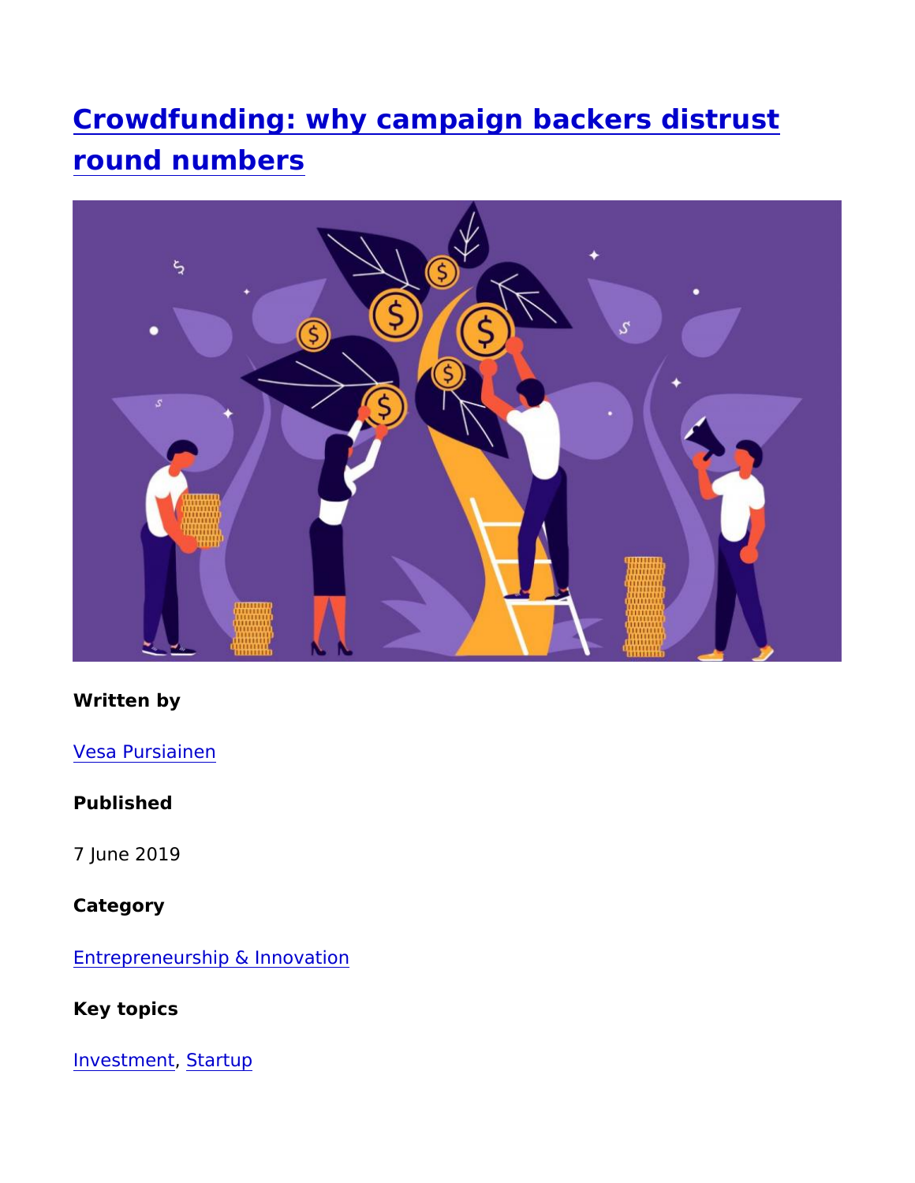# Crowdfunding: why campaign backers distrust round numbers

**Written by**

Vesa Pursiainen

**Published**

7 June 2019

**Category**

Entrepreneurship & Innovation

**Key topics**

Investment, Startup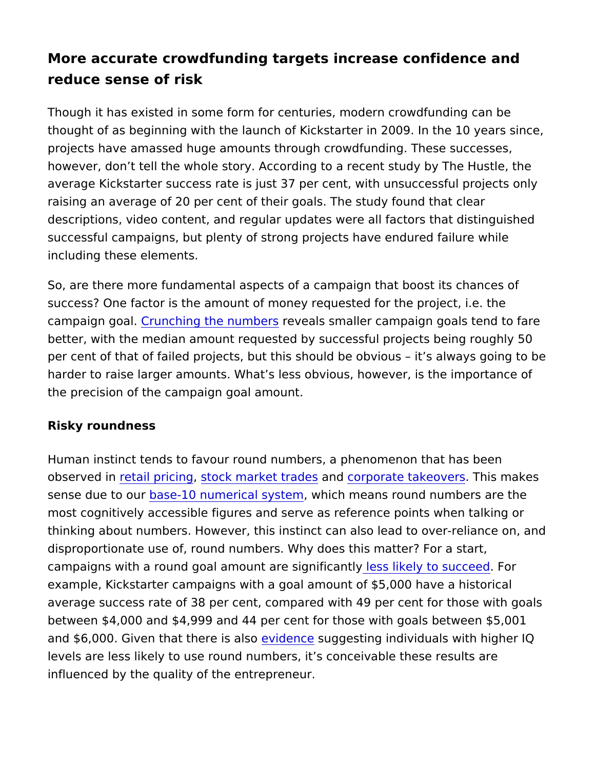## More accurate crowdfunding targets increase confidence and reduce sense of risk

Though it has existed in some form for centuries, modern crowdfunding can be thought of as beginning with the launch of Kickstarter in 2009. In the 10 years since, projects have amassed huge amounts through crowdfunding. These successes, however, don't tell the whole story. According to a recent study by The Hustle, the average Kickstarter success rate is just 37 per cent, with unsuccessful projects only raising an average of 20 per cent of their goals. The study found that clear descriptions, video content, and regular updates were all factors that distinguished successful campaigns, but plenty of strong projects have endured failure while including these elements.

So, are there more fundamental aspects of a campaign that boost its chances of success? One factor is the amount of money requested for the project, i.e. the campaign goal. Crunching the numbers reveals smaller campaign goals tend to fare better, with the median amount requested by successful projects being roughly 50 per cent of that of failed projects, but this should be obvious – it's always going to be harder to raise larger amounts. What's less obvious, however, is the importance of the precision of the campaign goal amount.

**Risky roundness**

Human instinct tends to favour round numbers, a phenomenon that has been observed in retail pricing, stock market trades and corporate takeovers. This makes sense due to our base-10 numerical system, which means round numbers are the most cognitively accessible figures and serve as reference points when talking or thinking about numbers. However, this instinct can also lead to over-reliance on, and disproportionate use of, round numbers. Why does this matter? For a start, campaigns with a round goal amount are significantly less likely to succeed. For example, Kickstarter campaigns with a goal amount of $5,000 have a historical average success rate of 38 per cent, compared with 49 per cent for those with goals between $4,000 and $4,999 and 44 per cent for those with goals between $5,001 and $6,000. Given that there is also evidence suggesting individuals with higher IQ levels are less likely to use round numbers, it's conceivable these results are influenced by the quality of the entrepreneur.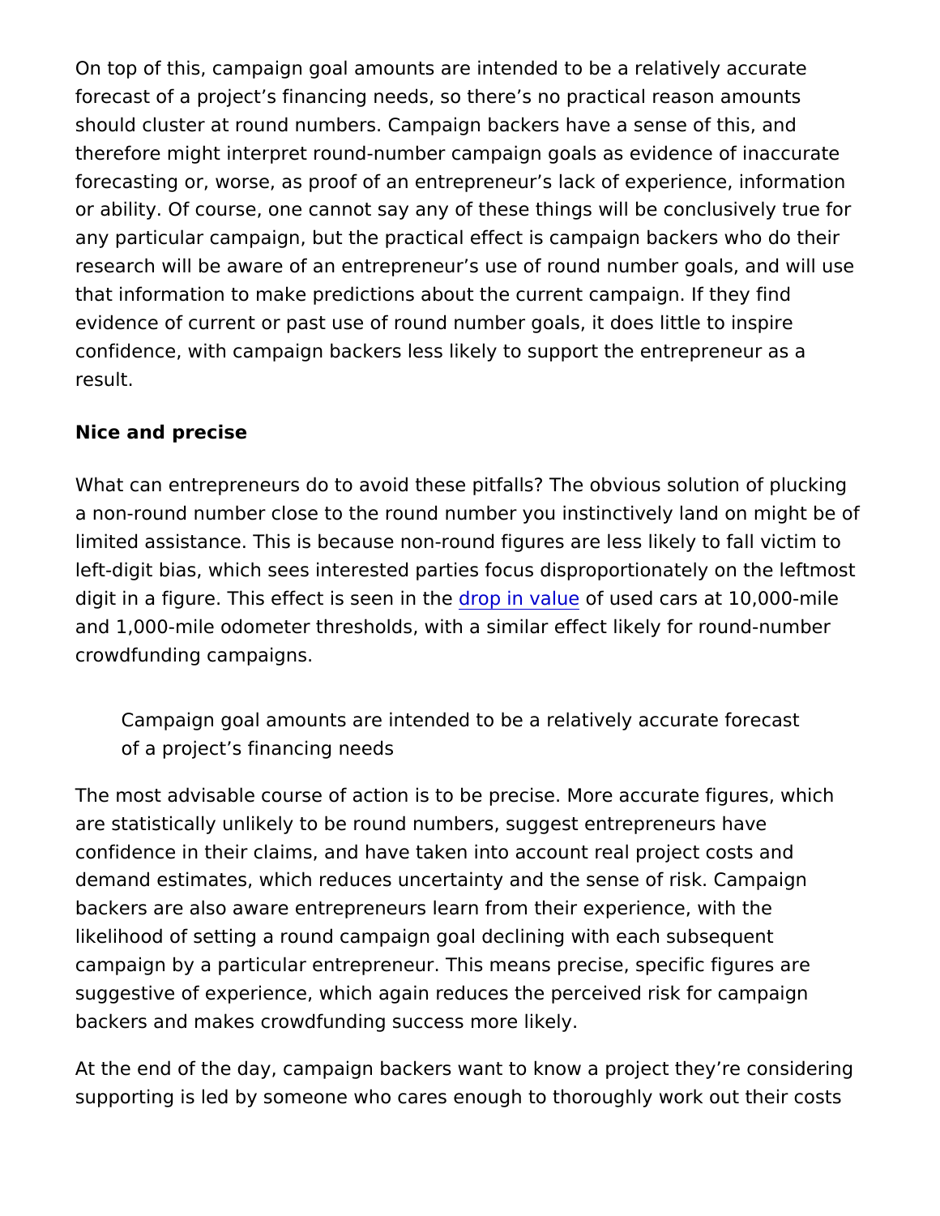On top of this, campaign goal amounts are intended to be a relatively accurate forecast of a project's financing needs, so there's no practical reason amounts should cluster at round numbers. Campaign backers have a sense of this, and therefore might interpret round-number campaign goals as evidence of inaccurate forecasting or, worse, as proof of an entrepreneur's lack of experience, information or ability. Of course, one cannot say any of these things will be conclusively true for any particular campaign, but the practical effect is campaign backers who do their research will be aware of an entrepreneur's use of round number goals, and will use that information to make predictions about the current campaign. If they find evidence of current or past use of round number goals, it does little to inspire confidence, with campaign backers less likely to support the entrepreneur as a result.

**Nice and precise**

What can entrepreneurs do to avoid these pitfalls? The obvious solution of plucking a non-round number close to the round number you instinctively land on might be of limited assistance. This is because non-round figures are less likely to fall victim to left-digit bias, which sees interested parties focus disproportionately on the leftmost digit in a figure. This effect is seen in the drop in value of used cars at 10,000-mile and 1,000-mile odometer thresholds, with a similar effect likely for round-number crowdfunding campaigns.

> Campaign goal amounts are intended to be a relatively accurate forecast of a project's financing needs

The most advisable course of action is to be precise. More accurate figures, which are statistically unlikely to be round numbers, suggest entrepreneurs have confidence in their claims, and have taken into account real project costs and demand estimates, which reduces uncertainty and the sense of risk. Campaign backers are also aware entrepreneurs learn from their experience, with the likelihood of setting a round campaign goal declining with each subsequent campaign by a particular entrepreneur. This means precise, specific figures are suggestive of experience, which again reduces the perceived risk for campaign backers and makes crowdfunding success more likely.

At the end of the day, campaign backers want to know a project they're considering supporting is led by someone who cares enough to thoroughly work out their costs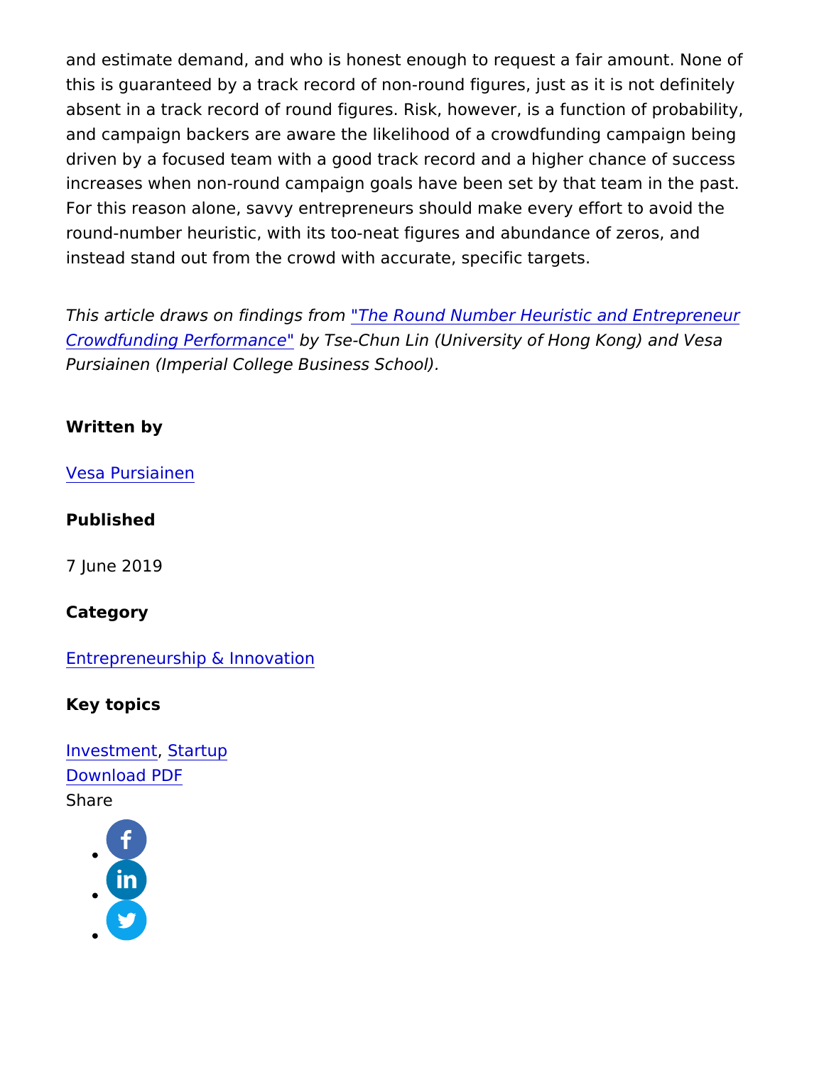and estimate demand, and who is honest enough to request a fair amount. None of this is guaranteed by a track record of non-round figures, just as it is not definitely absent in a track record of round figures. Risk, however, is a function of probability, and campaign backers are aware the likelihood of a crowdfunding campaign being driven by a focused team with a good track record and a higher chance of success increases when non-round campaign goals have been set by that team in the past. For this reason alone, savvy entrepreneurs should make every effort to avoid the round-number heuristic, with its too-neat figures and abundance of zeros, and instead stand out from the crowd with accurate, specific targets.

*This article draws on findings from "The Round Number Heuristic and Entrepreneur Crowdfunding Performance" by Tse-Chun Lin (University of Hong Kong) and Vesa Pursiainen (Imperial College Business School).*

**Written by**

Vesa Pursiainen

**Published**

7 June 2019

**Category**

Entrepreneurship & Innovation

**Key topics**

Investment, Startup

Download PDF

Share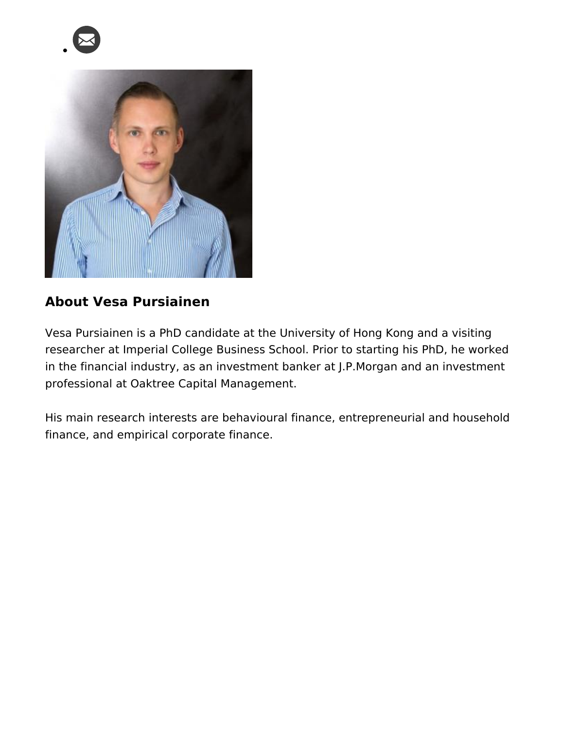## About Vesa Pursiainen

Vesa Pursiainen is a PhD candidate at the University of Hong Kong and a visiting researcher at Imperial College Business School. Prior to starting his PhD, he worked in the financial industry, as an investment banker at J.P.Morgan and an investment professional at Oaktree Capital Management.

His main research interests are behavioural finance, entrepreneurial and household finance, and empirical corporate finance.